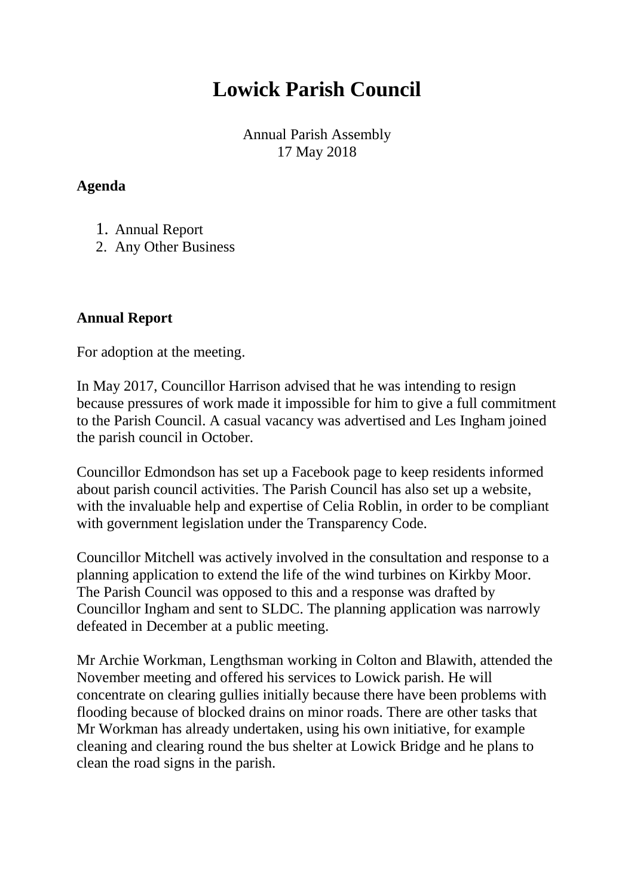# Lowick Parish Council

Annual Parish Assembly
17 May 2018

**Agenda**

1. Annual Report
2. Any Other Business

**Annual Report**

For adoption at the meeting.

In May 2017, Councillor Harrison advised that he was intending to resign because pressures of work made it impossible for him to give a full commitment to the Parish Council. A casual vacancy was advertised and Les Ingham joined the parish council in October.

Councillor Edmondson has set up a Facebook page to keep residents informed about parish council activities. The Parish Council has also set up a website, with the invaluable help and expertise of Celia Roblin, in order to be compliant with government legislation under the Transparency Code.

Councillor Mitchell was actively involved in the consultation and response to a planning application to extend the life of the wind turbines on Kirkby Moor. The Parish Council was opposed to this and a response was drafted by Councillor Ingham and sent to SLDC. The planning application was narrowly defeated in December at a public meeting.

Mr Archie Workman, Lengthsman working in Colton and Blawith, attended the November meeting and offered his services to Lowick parish. He will concentrate on clearing gullies initially because there have been problems with flooding because of blocked drains on minor roads. There are other tasks that Mr Workman has already undertaken, using his own initiative, for example cleaning and clearing round the bus shelter at Lowick Bridge and he plans to clean the road signs in the parish.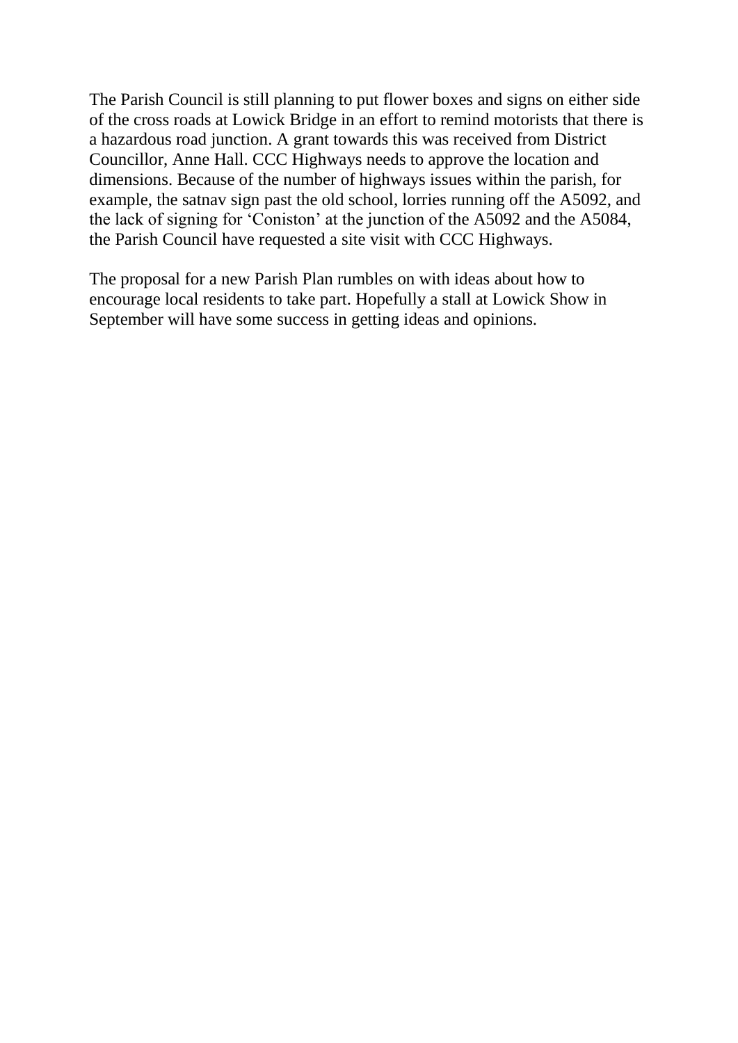The Parish Council is still planning to put flower boxes and signs on either side of the cross roads at Lowick Bridge in an effort to remind motorists that there is a hazardous road junction. A grant towards this was received from District Councillor, Anne Hall. CCC Highways needs to approve the location and dimensions. Because of the number of highways issues within the parish, for example, the satnav sign past the old school, lorries running off the A5092, and the lack of signing for 'Coniston' at the junction of the A5092 and the A5084, the Parish Council have requested a site visit with CCC Highways.

The proposal for a new Parish Plan rumbles on with ideas about how to encourage local residents to take part. Hopefully a stall at Lowick Show in September will have some success in getting ideas and opinions.